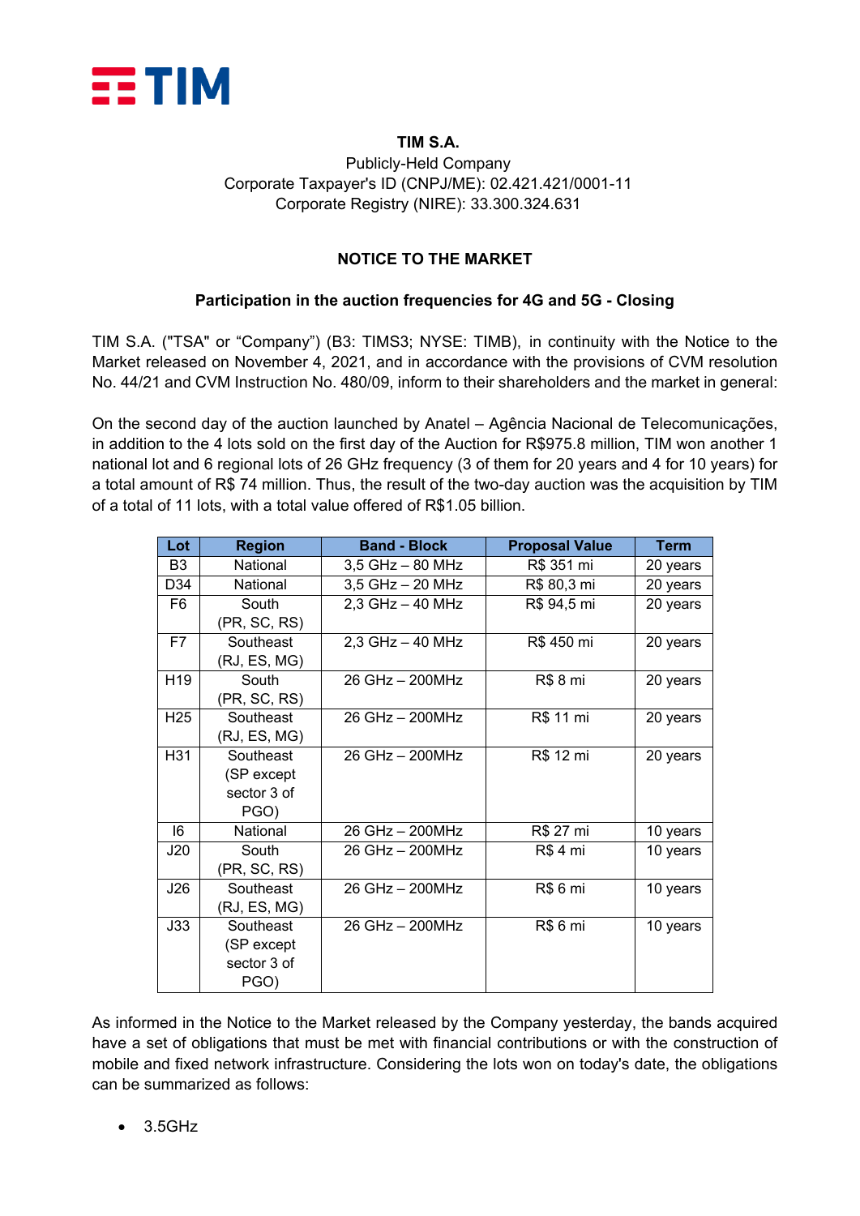**TIM S.A.**

Publicly-Held Company

Corporate Taxpayer's ID (CNPJ/ME): 02.421.421/0001-11

Corporate Registry (NIRE): 33.300.324.631

## NOTICE TO THE MARKET

### Participation in the auction frequencies for 4G and 5G - Closing

TIM S.A. ("TSA" or "Company") (B3: TIMS3; NYSE: TIMB), in continuity with the Notice to the Market released on November 4, 2021, and in accordance with the provisions of CVM resolution No. 44/21 and CVM Instruction No. 480/09, inform to their shareholders and the market in general:

On the second day of the auction launched by Anatel – Agência Nacional de Telecomunicações, in addition to the 4 lots sold on the first day of the Auction for R$975.8 million, TIM won another 1 national lot and 6 regional lots of 26 GHz frequency (3 of them for 20 years and 4 for 10 years) for a total amount of R$ 74 million. Thus, the result of the two-day auction was the acquisition by TIM of a total of 11 lots, with a total value offered of R$1.05 billion.

| Lot | Region | Band - Block | Proposal Value | Term |
|---|---|---|---|---|
| B3 | National | 3,5 GHz – 80 MHz | R$ 351 mi | 20 years |
| D34 | National | 3,5 GHz – 20 MHz | R$ 80,3 mi | 20 years |
| F6 | South (PR, SC, RS) | 2,3 GHz – 40 MHz | R$ 94,5 mi | 20 years |
| F7 | Southeast (RJ, ES, MG) | 2,3 GHz – 40 MHz | R$ 450 mi | 20 years |
| H19 | South (PR, SC, RS) | 26 GHz – 200MHz | R$ 8 mi | 20 years |
| H25 | Southeast (RJ, ES, MG) | 26 GHz – 200MHz | R$ 11 mi | 20 years |
| H31 | Southeast (SP except sector 3 of PGO) | 26 GHz – 200MHz | R$ 12 mi | 20 years |
| I6 | National | 26 GHz – 200MHz | R$ 27 mi | 10 years |
| J20 | South (PR, SC, RS) | 26 GHz – 200MHz | R$ 4 mi | 10 years |
| J26 | Southeast (RJ, ES, MG) | 26 GHz – 200MHz | R$ 6 mi | 10 years |
| J33 | Southeast (SP except sector 3 of PGO) | 26 GHz – 200MHz | R$ 6 mi | 10 years |

As informed in the Notice to the Market released by the Company yesterday, the bands acquired have a set of obligations that must be met with financial contributions or with the construction of mobile and fixed network infrastructure. Considering the lots won on today's date, the obligations can be summarized as follows:

- 3.5GHz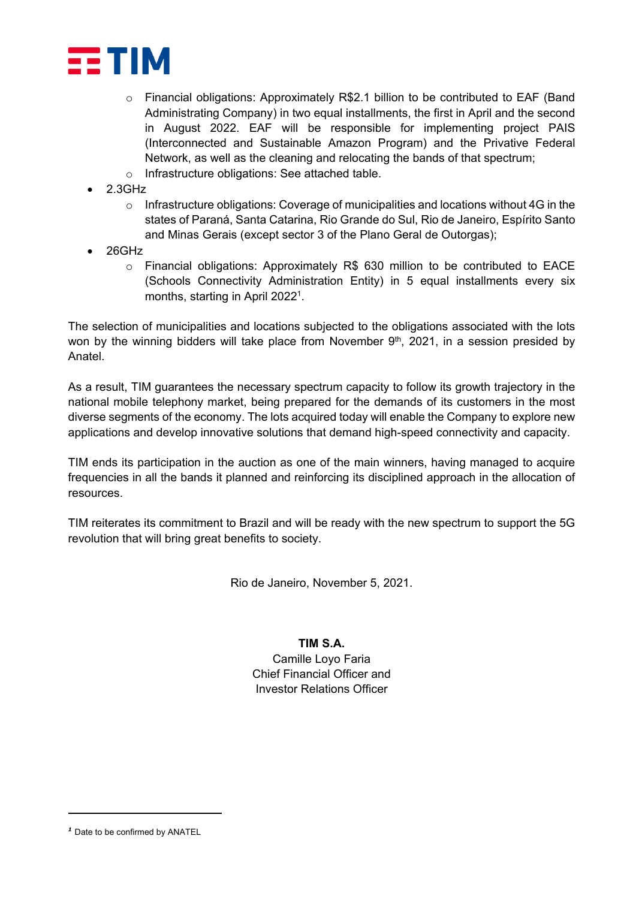- Financial obligations: Approximately R$2.1 billion to be contributed to EAF (Band Administrating Company) in two equal installments, the first in April and the second in August 2022. EAF will be responsible for implementing project PAIS (Interconnected and Sustainable Amazon Program) and the Privative Federal Network, as well as the cleaning and relocating the bands of that spectrum;
    - Infrastructure obligations: See attached table.
- 2.3GHz
    - Infrastructure obligations: Coverage of municipalities and locations without 4G in the states of Paraná, Santa Catarina, Rio Grande do Sul, Rio de Janeiro, Espírito Santo and Minas Gerais (except sector 3 of the Plano Geral de Outorgas);
- 26GHz
    - Financial obligations: Approximately R$ 630 million to be contributed to EACE (Schools Connectivity Administration Entity) in 5 equal installments every six months, starting in April 2022[1].

The selection of municipalities and locations subjected to the obligations associated with the lots won by the winning bidders will take place from November 9th, 2021, in a session presided by Anatel.

As a result, TIM guarantees the necessary spectrum capacity to follow its growth trajectory in the national mobile telephony market, being prepared for the demands of its customers in the most diverse segments of the economy. The lots acquired today will enable the Company to explore new applications and develop innovative solutions that demand high-speed connectivity and capacity.

TIM ends its participation in the auction as one of the main winners, having managed to acquire frequencies in all the bands it planned and reinforcing its disciplined approach in the allocation of resources.

TIM reiterates its commitment to Brazil and will be ready with the new spectrum to support the 5G revolution that will bring great benefits to society.

Rio de Janeiro, November 5, 2021.

**TIM S.A.**
Camille Loyo Faria
Chief Financial Officer and
Investor Relations Officer

[1] Date to be confirmed by ANATEL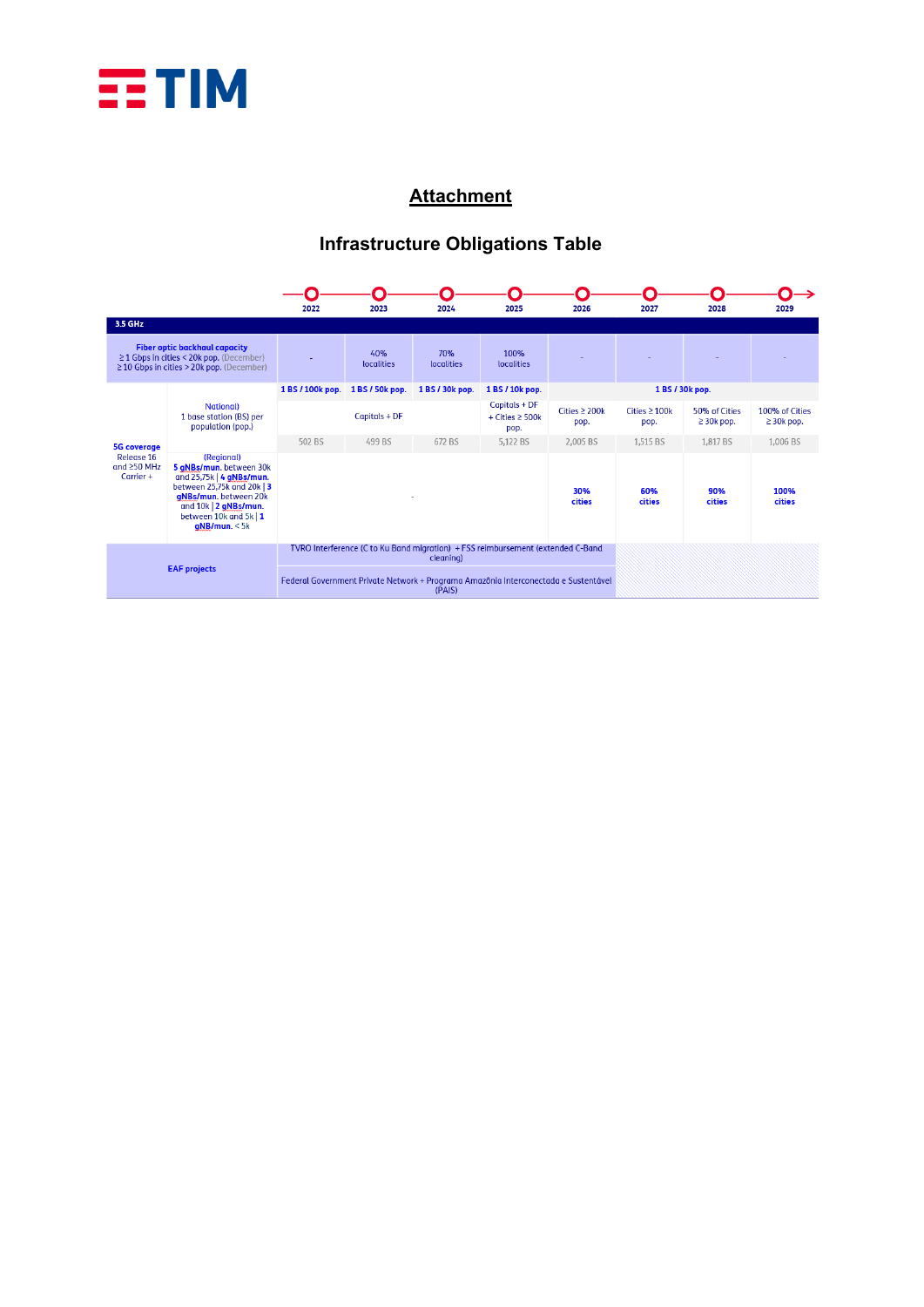## Attachment

## Infrastructure Obligations Table

| 3.5 GHz | | 2022 | 2023 | 2024 | 2025 | 2026 | 2027 | 2028 | 2029 |
|---|---|---|---|---|---|---|---|---|---|
| **Fiber optic backhaul capacity** ≥1 Gbps in cities < 20k pop. (December) ≥10 Gbps in cities > 20k pop. (December) | | - | 40% localities | 70% localities | 100% localities | - | - | - | - |
| **5G coverage** Release 16 and ≥50 MHz Carrier + | | **1 BS / 100k pop.** | **1 BS / 50k pop.** | **1 BS / 30k pop.** | **1 BS / 10k pop.** | **1 BS / 30k pop.** | | | |
| | (National) 1 base station (BS) per population (pop.) | Capitals + DF | | | Capitals + DF + Cities ≥ 500k pop. | Cities ≥ 200k pop. | Cities ≥ 100k pop. | 50% of Cities ≥ 30k pop. | 100% of Cities ≥ 30k pop. |
| | | 502 BS | 499 BS | 672 BS | 5,122 BS | 2,005 BS | 1,515 BS | 1,817 BS | 1,006 BS |
| | (Regional) **5 gNBs/mun.** between 30k and 25,75k \| **4 gNBs/mun.** between 25,75k and 20k \| **3 gNBs/mun.** between 20k and 10k \| **2 gNBs/mun.** between 10k and 5k \| **1 gNB/mun.** < 5k | - | | | | **30% cities** | **60% cities** | **90% cities** | **100% cities** |
| **EAF projects** | | TVRO Interference (C to Ku Band migration) + FSS reimbursement (extended C-Band cleaning) | | | | | | | |
| | | Federal Government Private Network + Programa Amazônia Interconectada e Sustentável (PAIS) | | | | | | | |